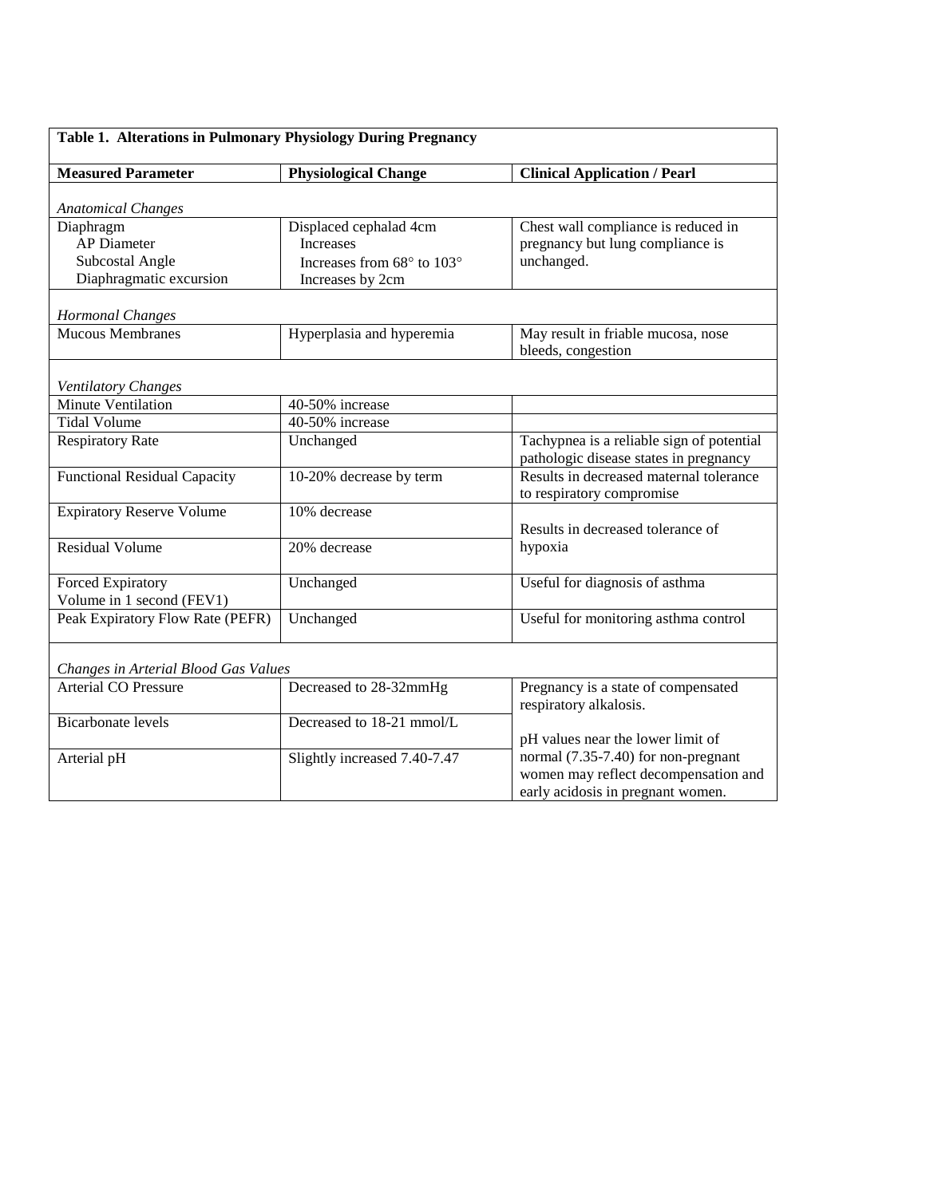**Table 1. Alterations in Pulmonary Physiology During Pregnancy**

| Measured Parameter | Physiological Change | Clinical Application / Pearl |
|---|---|---|
| *Anatomical Changes* | | |
| Diaphragm<br>AP Diameter<br>Subcostal Angle<br>Diaphragmatic excursion | Displaced cephalad 4cm<br>Increases<br>Increases from 68° to 103°<br>Increases by 2cm | Chest wall compliance is reduced in pregnancy but lung compliance is unchanged. |
| *Hormonal Changes* | | |
| Mucous Membranes | Hyperplasia and hyperemia | May result in friable mucosa, nose bleeds, congestion |
| *Ventilatory Changes* | | |
| Minute Ventilation | 40-50% increase | |
| Tidal Volume | 40-50% increase | |
| Respiratory Rate | Unchanged | Tachypnea is a reliable sign of potential pathologic disease states in pregnancy |
| Functional Residual Capacity | 10-20% decrease by term | Results in decreased maternal tolerance to respiratory compromise |
| Expiratory Reserve Volume | 10% decrease | Results in decreased tolerance of hypoxia |
| Residual Volume | 20% decrease | |
| Forced Expiratory Volume in 1 second (FEV1) | Unchanged | Useful for diagnosis of asthma |
| Peak Expiratory Flow Rate (PEFR) | Unchanged | Useful for monitoring asthma control |
| *Changes in Arterial Blood Gas Values* | | |
| Arterial CO Pressure | Decreased to 28-32mmHg | Pregnancy is a state of compensated respiratory alkalosis. |
| Bicarbonate levels | Decreased to 18-21 mmol/L | pH values near the lower limit of normal (7.35-7.40) for non-pregnant women may reflect decompensation and early acidosis in pregnant women. |
| Arterial pH | Slightly increased 7.40-7.47 | |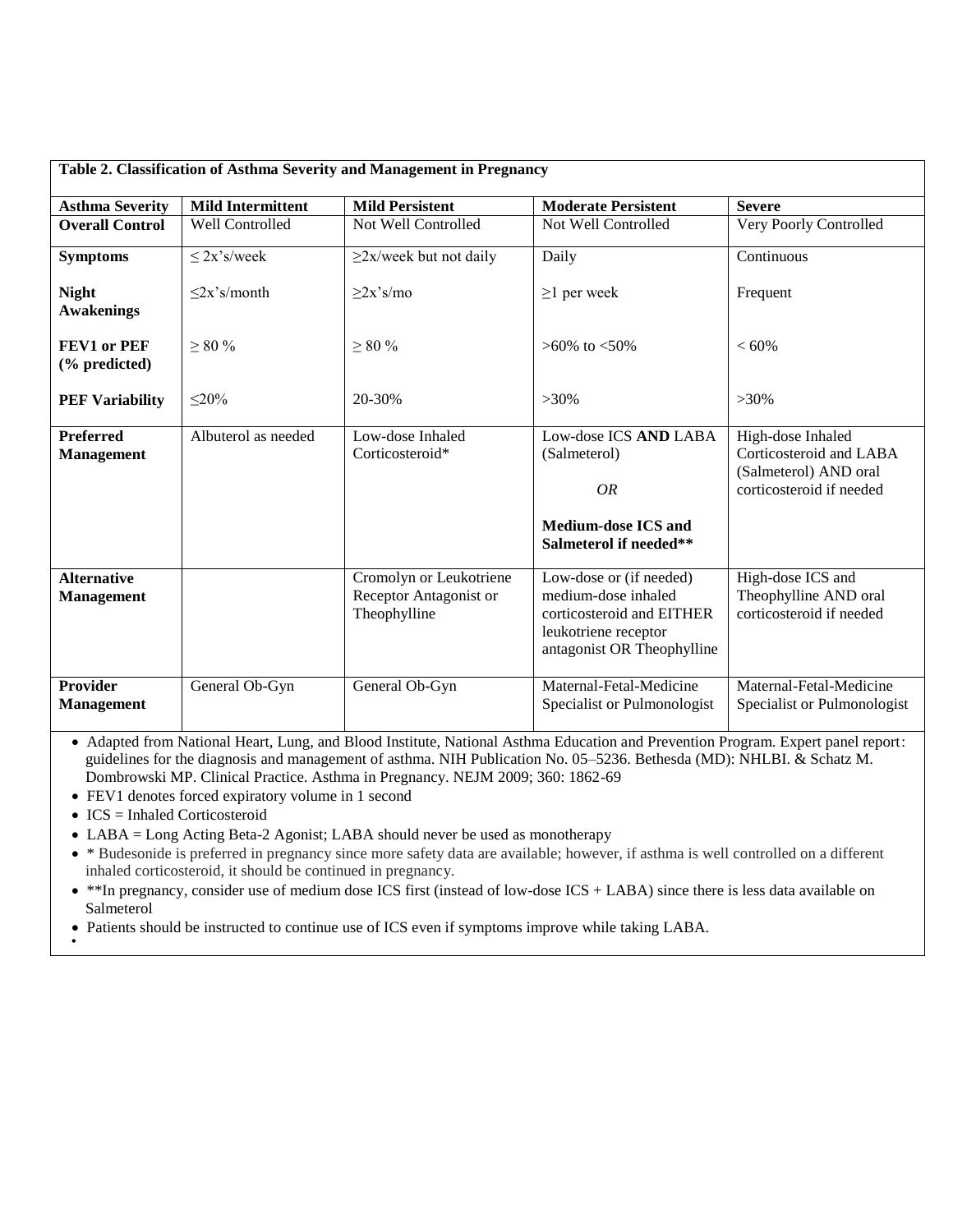**Table 2. Classification of Asthma Severity and Management in Pregnancy**

| Asthma Severity | Mild Intermittent | Mild Persistent | Moderate Persistent | Severe |
|---|---|---|---|---|
| **Overall Control** | Well Controlled | Not Well Controlled | Not Well Controlled | Very Poorly Controlled |
| **Symptoms** | ≤ 2x's/week | ≥2x/week but not daily | Daily | Continuous |
| **Night Awakenings** | ≤2x's/month | ≥2x's/mo | ≥1 per week | Frequent |
| **FEV1 or PEF (% predicted)** | ≥ 80 % | ≥ 80 % | >60% to <50% | < 60% |
| **PEF Variability** | ≤20% | 20-30% | >30% | >30% |
| **Preferred Management** | Albuterol as needed | Low-dose Inhaled Corticosteroid* | Low-dose ICS **AND** LABA (Salmeterol) *OR* **Medium-dose ICS and Salmeterol if needed**** | High-dose Inhaled Corticosteroid and LABA (Salmeterol) AND oral corticosteroid if needed |
| **Alternative Management** | | Cromolyn or Leukotriene Receptor Antagonist or Theophylline | Low-dose or (if needed) medium-dose inhaled corticosteroid and EITHER leukotriene receptor antagonist OR Theophylline | High-dose ICS and Theophylline AND oral corticosteroid if needed |
| **Provider Management** | General Ob-Gyn | General Ob-Gyn | Maternal-Fetal-Medicine Specialist or Pulmonologist | Maternal-Fetal-Medicine Specialist or Pulmonologist |

- Adapted from National Heart, Lung, and Blood Institute, National Asthma Education and Prevention Program. Expert panel report: guidelines for the diagnosis and management of asthma. NIH Publication No. 05–5236. Bethesda (MD): NHLBI. & Schatz M. Dombrowski MP. Clinical Practice. Asthma in Pregnancy. NEJM 2009; 360: 1862-69
- FEV1 denotes forced expiratory volume in 1 second
- ICS = Inhaled Corticosteroid
- LABA = Long Acting Beta-2 Agonist; LABA should never be used as monotherapy
- * Budesonide is preferred in pregnancy since more safety data are available; however, if asthma is well controlled on a different inhaled corticosteroid, it should be continued in pregnancy.
- **In pregnancy, consider use of medium dose ICS first (instead of low-dose ICS + LABA) since there is less data available on Salmeterol
- Patients should be instructed to continue use of ICS even if symptoms improve while taking LABA.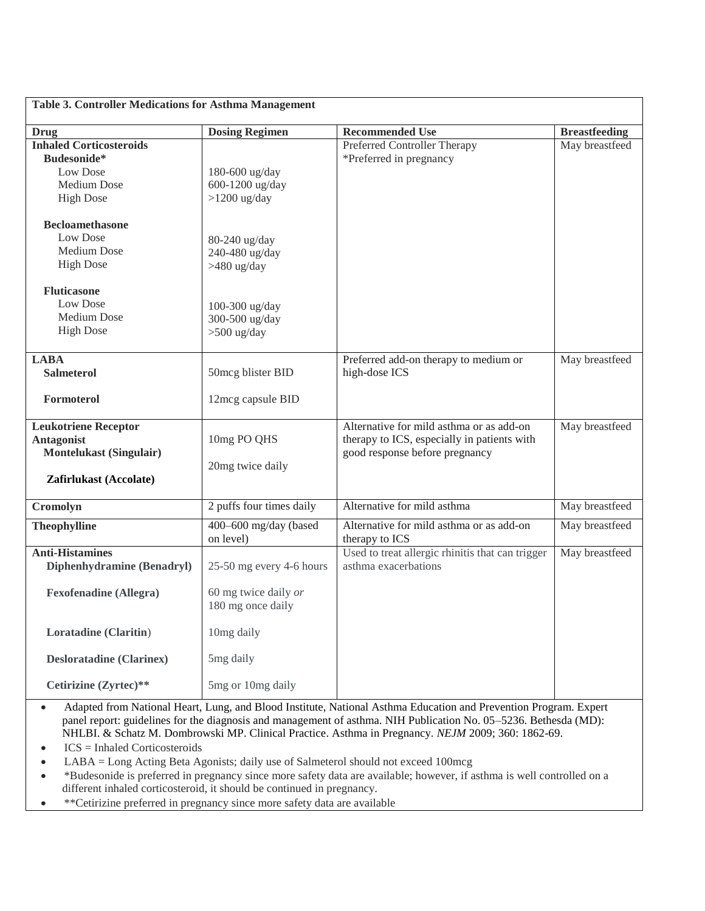**Table 3. Controller Medications for Asthma Management**

| Drug | Dosing Regimen | Recommended Use | Breastfeeding |
|---|---|---|---|
| **Inhaled Corticosteroids** | | Preferred Controller Therapy | May breastfeed |
| **Budesonide*** | | *Preferred in pregnancy | |
| Low Dose | 180-600 ug/day | | |
| Medium Dose | 600-1200 ug/day | | |
| High Dose | >1200 ug/day | | |
| **Becloamethasone** | | | |
| Low Dose | 80-240 ug/day | | |
| Medium Dose | 240-480 ug/day | | |
| High Dose | >480 ug/day | | |
| **Fluticasone** | | | |
| Low Dose | 100-300 ug/day | | |
| Medium Dose | 300-500 ug/day | | |
| High Dose | >500 ug/day | | |
| **LABA** | | Preferred add-on therapy to medium or high-dose ICS | May breastfeed |
| **Salmeterol** | 50mcg blister BID | | |
| **Formoterol** | 12mcg capsule BID | | |
| **Leukotriene Receptor Antagonist** | | Alternative for mild asthma or as add-on therapy to ICS, especially in patients with good response before pregnancy | May breastfeed |
| **Montelukast (Singulair)** | 10mg PO QHS | | |
| **Zafirlukast (Accolate)** | 20mg twice daily | | |
| **Cromolyn** | 2 puffs four times daily | Alternative for mild asthma | May breastfeed |
| **Theophylline** | 400–600 mg/day (based on level) | Alternative for mild asthma or as add-on therapy to ICS | May breastfeed |
| **Anti-Histamines** | | Used to treat allergic rhinitis that can trigger asthma exacerbations | May breastfeed |
| **Diphenhydramine (Benadryl)** | 25-50 mg every 4-6 hours | | |
| **Fexofenadine (Allegra)** | 60 mg twice daily *or* 180 mg once daily | | |
| **Loratadine (Claritin)** | 10mg daily | | |
| **Desloratadine (Clarinex)** | 5mg daily | | |
| **Cetirizine (Zyrtec)**** | 5mg or 10mg daily | | |

- Adapted from National Heart, Lung, and Blood Institute, National Asthma Education and Prevention Program. Expert panel report: guidelines for the diagnosis and management of asthma. NIH Publication No. 05–5236. Bethesda (MD): NHLBI. & Schatz M. Dombrowski MP. Clinical Practice. Asthma in Pregnancy. *NEJM* 2009; 360: 1862-69.
- ICS = Inhaled Corticosteroids
- LABA = Long Acting Beta Agonists; daily use of Salmeterol should not exceed 100mcg
- *Budesonide is preferred in pregnancy since more safety data are available; however, if asthma is well controlled on a different inhaled corticosteroid, it should be continued in pregnancy.
- **Cetirizine preferred in pregnancy since more safety data are available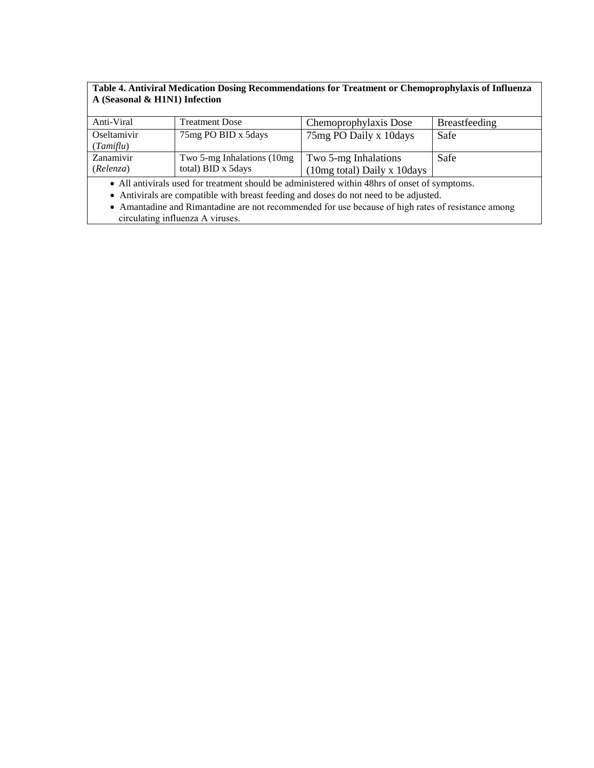**Table 4. Antiviral Medication Dosing Recommendations for Treatment or Chemoprophylaxis of Influenza A (Seasonal & H1N1) Infection**

| Anti-Viral | Treatment Dose | Chemoprophylaxis Dose | Breastfeeding |
|---|---|---|---|
| Oseltamivir (*Tamiflu*) | 75mg PO BID x 5days | 75mg PO Daily x 10days | Safe |
| Zanamivir (*Relenza*) | Two 5-mg Inhalations (10mg total) BID x 5days | Two 5-mg Inhalations (10mg total) Daily x 10days | Safe |

- All antivirals used for treatment should be administered within 48hrs of onset of symptoms.
- Antivirals are compatible with breast feeding and doses do not need to be adjusted.
- Amantadine and Rimantadine are not recommended for use because of high rates of resistance among circulating influenza A viruses.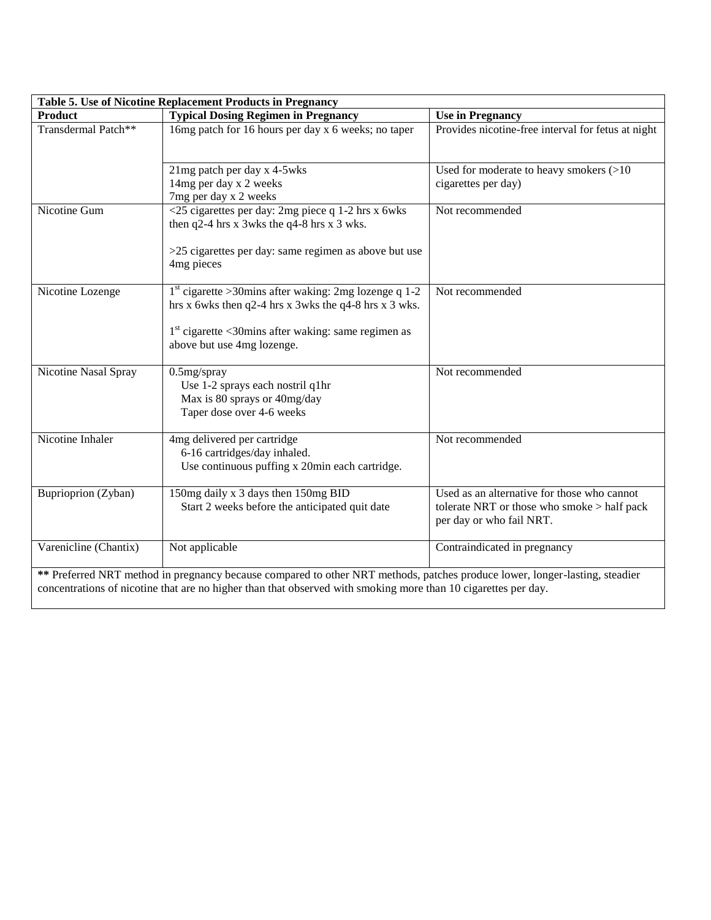| Table 5. Use of Nicotine Replacement Products in Pregnancy | | |
|---|---|---|
| **Product** | **Typical Dosing Regimen in Pregnancy** | **Use in Pregnancy** |
| Transdermal Patch** | 16mg patch for 16 hours per day x 6 weeks; no taper | Provides nicotine-free interval for fetus at night |
| | 21mg patch per day x 4-5wks<br>14mg per day x 2 weeks<br>7mg per day x 2 weeks | Used for moderate to heavy smokers (>10 cigarettes per day) |
| Nicotine Gum | <25 cigarettes per day: 2mg piece q 1-2 hrs x 6wks then q2-4 hrs x 3wks the q4-8 hrs x 3 wks.<br><br>>25 cigarettes per day: same regimen as above but use 4mg pieces | Not recommended |
| Nicotine Lozenge | 1st cigarette >30mins after waking: 2mg lozenge q 1-2 hrs x 6wks then q2-4 hrs x 3wks the q4-8 hrs x 3 wks.<br><br>1st cigarette <30mins after waking: same regimen as above but use 4mg lozenge. | Not recommended |
| Nicotine Nasal Spray | 0.5mg/spray<br>Use 1-2 sprays each nostril q1hr<br>Max is 80 sprays or 40mg/day<br>Taper dose over 4-6 weeks | Not recommended |
| Nicotine Inhaler | 4mg delivered per cartridge<br>6-16 cartridges/day inhaled.<br>Use continuous puffing x 20min each cartridge. | Not recommended |
| Buprioprion (Zyban) | 150mg daily x 3 days then 150mg BID<br>Start 2 weeks before the anticipated quit date | Used as an alternative for those who cannot tolerate NRT or those who smoke > half pack per day or who fail NRT. |
| Varenicline (Chantix) | Not applicable | Contraindicated in pregnancy |
| **\*\*** Preferred NRT method in pregnancy because compared to other NRT methods, patches produce lower, longer-lasting, steadier concentrations of nicotine that are no higher than that observed with smoking more than 10 cigarettes per day. | | |